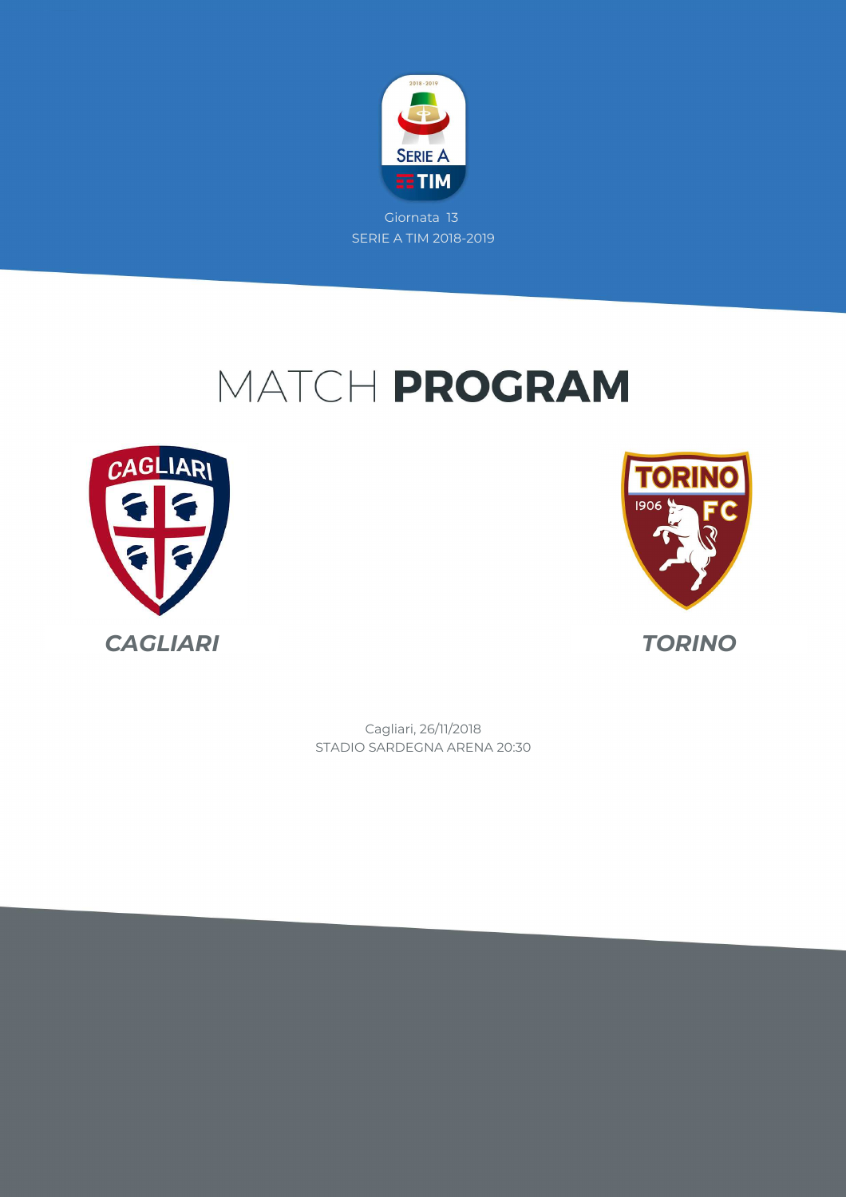Giornata 13

SERIE A TIM 2018-2019

# MATCH **PROGRAM**

**CAGLIARI**

**TORINO**

Cagliari, 26/11/2018

STADIO SARDEGNA ARENA 20:30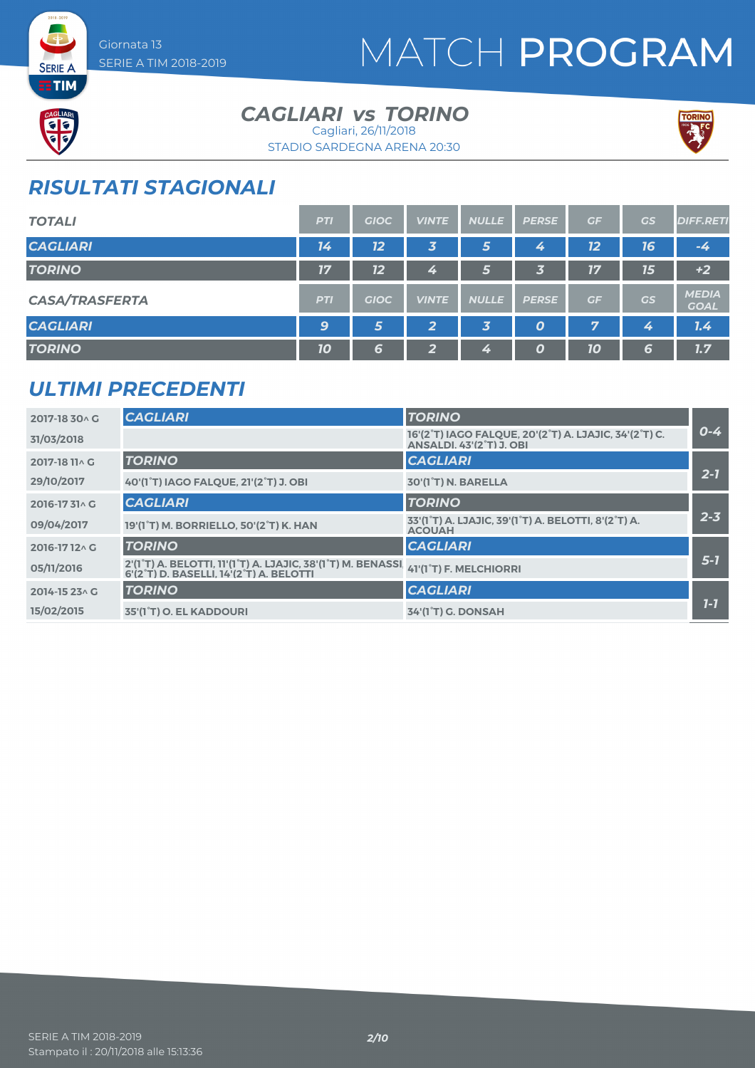Giornata 13
SERIE A TIM 2018-2019

# MATCH PROGRAM

## CAGLIARI vs TORINO

Cagliari, 26/11/2018
STADIO SARDEGNA ARENA 20:30

## RISULTATI STAGIONALI

| TOTALI | PTI | GIOC | VINTE | NULLE | PERSE | GF | GS | DIFF.RETI |
|---|---|---|---|---|---|---|---|---|
| CAGLIARI | 14 | 12 | 3 | 5 | 4 | 12 | 16 | -4 |
| TORINO | 17 | 12 | 4 | 5 | 3 | 17 | 15 | +2 |

| CASA/TRASFERTA | PTI | GIOC | VINTE | NULLE | PERSE | GF | GS | MEDIA GOAL |
|---|---|---|---|---|---|---|---|---|
| CAGLIARI | 9 | 5 | 2 | 3 | 0 | 7 | 4 | 1.4 |
| TORINO | 10 | 6 | 2 | 4 | 0 | 10 | 6 | 1.7 |

## ULTIMI PRECEDENTI

| Giornata / Data | Casa | Trasferta | Risultato |
|---|---|---|---|
| 2017-18 30^ G | CAGLIARI | TORINO | 0-4 |
| 31/03/2018 | | 16'(2°T) IAGO FALQUE, 20'(2°T) A. LJAJIC, 34'(2°T) C. ANSALDI, 43'(2°T) J. OBI | |
| 2017-18 11^ G | TORINO | CAGLIARI | 2-1 |
| 29/10/2017 | 40'(1°T) IAGO FALQUE, 21'(2°T) J. OBI | 30'(1°T) N. BARELLA | |
| 2016-17 31^ G | CAGLIARI | TORINO | 2-3 |
| 09/04/2017 | 19'(1°T) M. BORRIELLO, 50'(2°T) K. HAN | 33'(1°T) A. LJAJIC, 39'(1°T) A. BELOTTI, 8'(2°T) A. ACQUAH | |
| 2016-17 12^ G | TORINO | CAGLIARI | 5-1 |
| 05/11/2016 | 2'(1°T) A. BELOTTI, 11'(1°T) A. LJAJIC, 38'(1°T) M. BENASSI, 6'(2°T) D. BASELLI, 14'(2°T) A. BELOTTI | 41'(1°T) F. MELCHIORRI | |
| 2014-15 23^ G | TORINO | CAGLIARI | 1-1 |
| 15/02/2015 | 35'(1°T) O. EL KADDOURI | 34'(1°T) G. DONSAH | |

SERIE A TIM 2018-2019
Stampato il : 20/11/2018 alle 15:13:36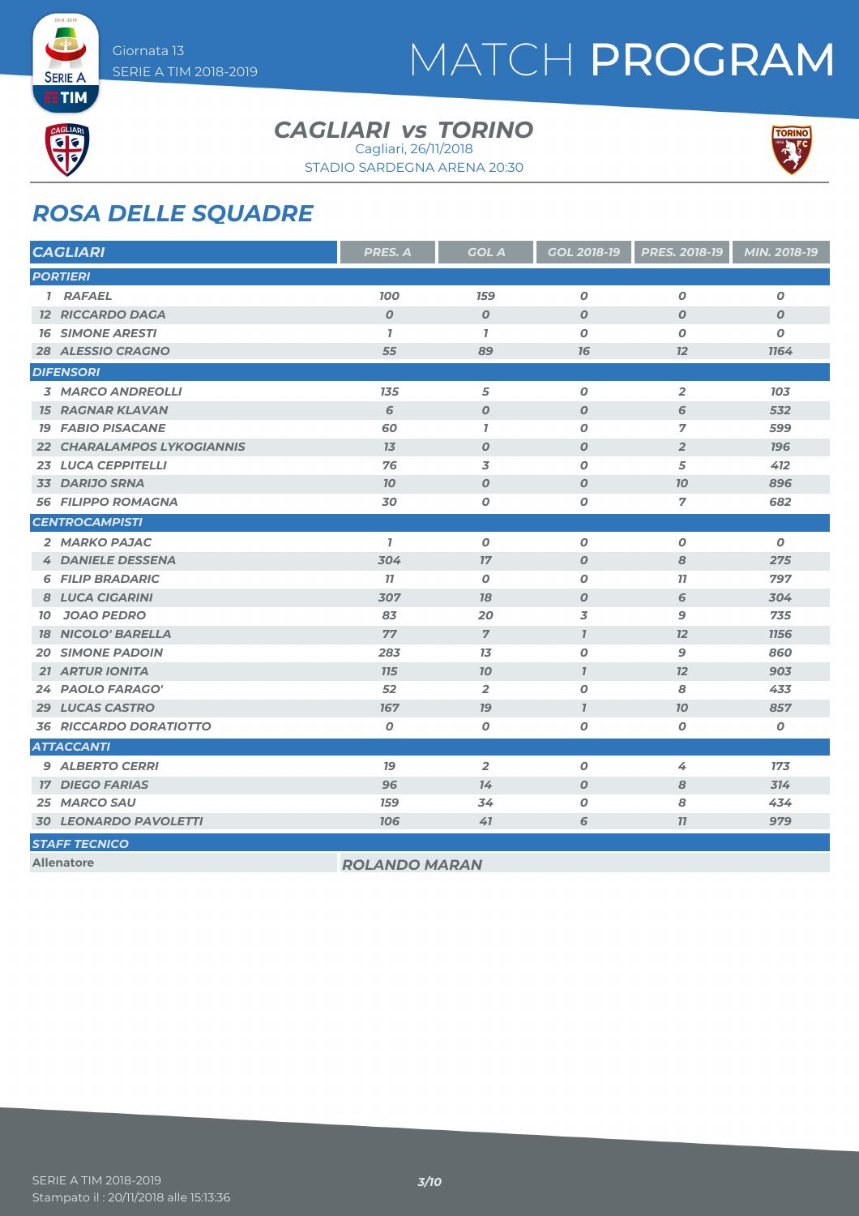# MATCH PROGRAM

Giornata 13
SERIE A TIM 2018-2019

## CAGLIARI vs TORINO

Cagliari, 26/11/2018
STADIO SARDEGNA ARENA 20:30

## ROSA DELLE SQUADRE

| CAGLIARI | PRES. A | GOL A | GOL 2018-19 | PRES. 2018-19 | MIN. 2018-19 |
|---|---|---|---|---|---|
| **PORTIERI** | | | | | |
| 1 RAFAEL | 100 | 159 | 0 | 0 | 0 |
| 12 RICCARDO DAGA | 0 | 0 | 0 | 0 | 0 |
| 16 SIMONE ARESTI | 1 | 1 | 0 | 0 | 0 |
| 28 ALESSIO CRAGNO | 55 | 89 | 16 | 12 | 1164 |
| **DIFENSORI** | | | | | |
| 3 MARCO ANDREOLLI | 135 | 5 | 0 | 2 | 103 |
| 15 RAGNAR KLAVAN | 6 | 0 | 0 | 6 | 532 |
| 19 FABIO PISACANE | 60 | 1 | 0 | 7 | 599 |
| 22 CHARALAMPOS LYKOGIANNIS | 13 | 0 | 0 | 2 | 196 |
| 23 LUCA CEPPITELLI | 76 | 3 | 0 | 5 | 412 |
| 33 DARIJO SRNA | 10 | 0 | 0 | 10 | 896 |
| 56 FILIPPO ROMAGNA | 30 | 0 | 0 | 7 | 682 |
| **CENTROCAMPISTI** | | | | | |
| 2 MARKO PAJAC | 1 | 0 | 0 | 0 | 0 |
| 4 DANIELE DESSENA | 304 | 17 | 0 | 8 | 275 |
| 6 FILIP BRADARIC | 11 | 0 | 0 | 11 | 797 |
| 8 LUCA CIGARINI | 307 | 18 | 0 | 6 | 304 |
| 10 JOAO PEDRO | 83 | 20 | 3 | 9 | 735 |
| 18 NICOLO' BARELLA | 77 | 7 | 1 | 12 | 1156 |
| 20 SIMONE PADOIN | 283 | 13 | 0 | 9 | 860 |
| 21 ARTUR IONITA | 115 | 10 | 1 | 12 | 903 |
| 24 PAOLO FARAGO' | 52 | 2 | 0 | 8 | 433 |
| 29 LUCAS CASTRO | 167 | 19 | 1 | 10 | 857 |
| 36 RICCARDO DORATIOTTO | 0 | 0 | 0 | 0 | 0 |
| **ATTACCANTI** | | | | | |
| 9 ALBERTO CERRI | 19 | 2 | 0 | 4 | 173 |
| 17 DIEGO FARIAS | 96 | 14 | 0 | 8 | 314 |
| 25 MARCO SAU | 159 | 34 | 0 | 8 | 434 |
| 30 LEONARDO PAVOLETTI | 106 | 41 | 6 | 11 | 979 |

**STAFF TECNICO**

| Allenatore | ROLANDO MARAN |
|---|---|

SERIE A TIM 2018-2019
Stampato il : 20/11/2018 alle 15:13:36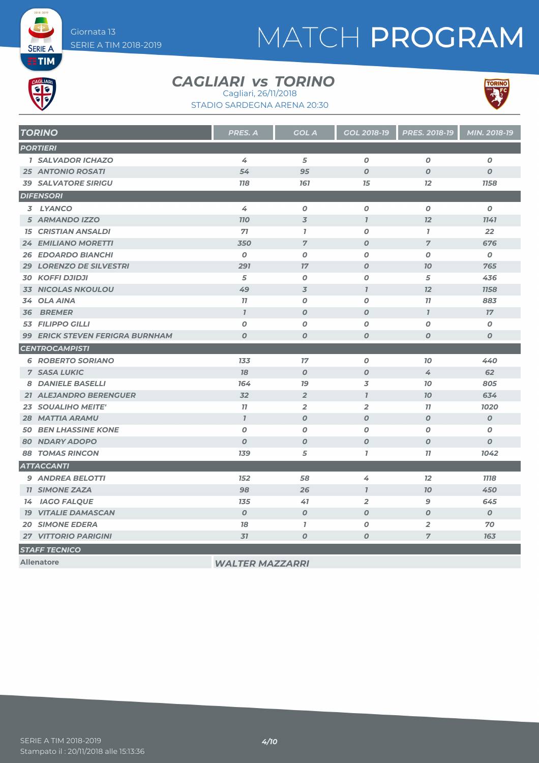# MATCH PROGRAM

Giornata 13
SERIE A TIM 2018-2019

## CAGLIARI vs TORINO

Cagliari, 26/11/2018
STADIO SARDEGNA ARENA 20:30

| TORINO | PRES. A | GOL A | GOL 2018-19 | PRES. 2018-19 | MIN. 2018-19 |
|---|---|---|---|---|---|
| **PORTIERI** | | | | | |
| 1 SALVADOR ICHAZO | 4 | 5 | 0 | 0 | 0 |
| 25 ANTONIO ROSATI | 54 | 95 | 0 | 0 | 0 |
| 39 SALVATORE SIRIGU | 118 | 161 | 15 | 12 | 1158 |
| **DIFENSORI** | | | | | |
| 3 LYANCO | 4 | 0 | 0 | 0 | 0 |
| 5 ARMANDO IZZO | 110 | 3 | 1 | 12 | 1141 |
| 15 CRISTIAN ANSALDI | 71 | 1 | 0 | 1 | 22 |
| 24 EMILIANO MORETTI | 350 | 7 | 0 | 7 | 676 |
| 26 EDOARDO BIANCHI | 0 | 0 | 0 | 0 | 0 |
| 29 LORENZO DE SILVESTRI | 291 | 17 | 0 | 10 | 765 |
| 30 KOFFI DJIDJI | 5 | 0 | 0 | 5 | 436 |
| 33 NICOLAS NKOULOU | 49 | 3 | 1 | 12 | 1158 |
| 34 OLA AINA | 11 | 0 | 0 | 11 | 883 |
| 36 BREMER | 1 | 0 | 0 | 1 | 17 |
| 53 FILIPPO GILLI | 0 | 0 | 0 | 0 | 0 |
| 99 ERICK STEVEN FERIGRA BURNHAM | 0 | 0 | 0 | 0 | 0 |
| **CENTROCAMPISTI** | | | | | |
| 6 ROBERTO SORIANO | 133 | 17 | 0 | 10 | 440 |
| 7 SASA LUKIC | 18 | 0 | 0 | 4 | 62 |
| 8 DANIELE BASELLI | 164 | 19 | 3 | 10 | 805 |
| 21 ALEJANDRO BERENGUER | 32 | 2 | 1 | 10 | 634 |
| 23 SOUALIHO MEITE' | 11 | 2 | 2 | 11 | 1020 |
| 28 MATTIA ARAMU | 1 | 0 | 0 | 0 | 0 |
| 50 BEN LHASSINE KONE | 0 | 0 | 0 | 0 | 0 |
| 80 NDARY ADOPO | 0 | 0 | 0 | 0 | 0 |
| 88 TOMAS RINCON | 139 | 5 | 1 | 11 | 1042 |
| **ATTACCANTI** | | | | | |
| 9 ANDREA BELOTTI | 152 | 58 | 4 | 12 | 1118 |
| 11 SIMONE ZAZA | 98 | 26 | 1 | 10 | 450 |
| 14 IAGO FALQUE | 135 | 41 | 2 | 9 | 645 |
| 19 VITALIE DAMASCAN | 0 | 0 | 0 | 0 | 0 |
| 20 SIMONE EDERA | 18 | 1 | 0 | 2 | 70 |
| 27 VITTORIO PARIGINI | 31 | 0 | 0 | 7 | 163 |
| **STAFF TECNICO** | | | | | |
| Allenatore | WALTER MAZZARRI | | | | |

SERIE A TIM 2018-2019
Stampato il : 20/11/2018 alle 15:13:36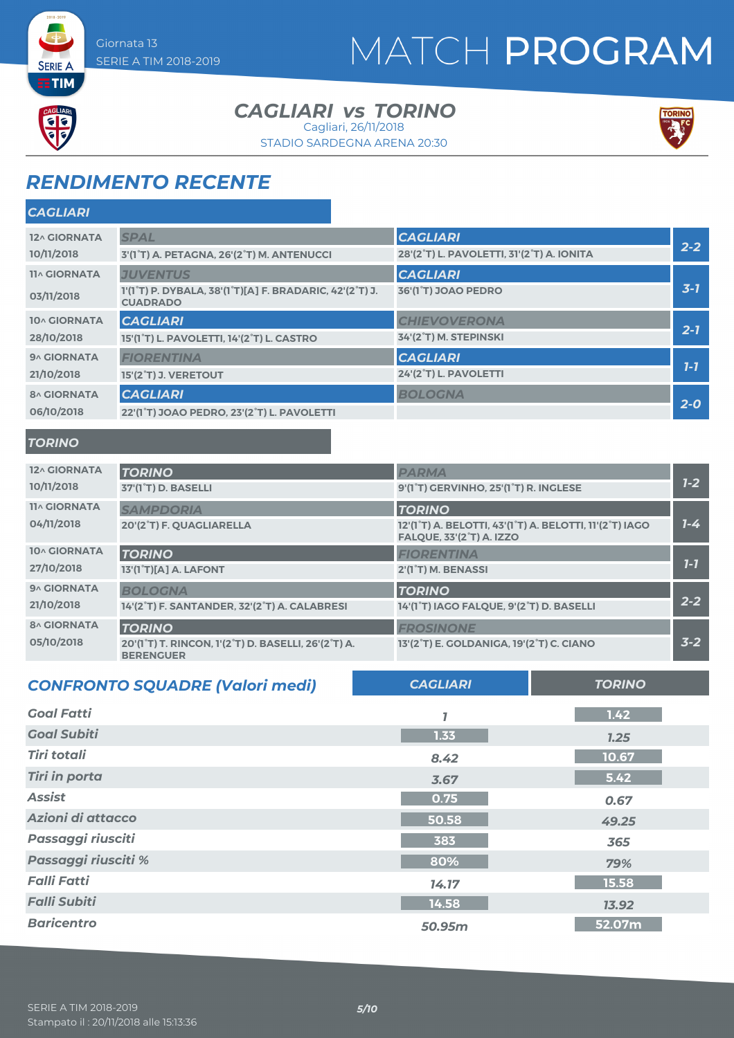Giornata 13
SERIE A TIM 2018-2019

# MATCH PROGRAM

## CAGLIARI vs TORINO

Cagliari, 26/11/2018
STADIO SARDEGNA ARENA 20:30

## RENDIMENTO RECENTE

### CAGLIARI

| Giornata | Casa | Trasferta | Risultato |
|---|---|---|---|
| 12^ GIORNATA 10/11/2018 | SPAL<br>3'(1°T) A. PETAGNA, 26'(2°T) M. ANTENUCCI | CAGLIARI<br>28'(2°T) L. PAVOLETTI, 31'(2°T) A. IONITA | 2-2 |
| 11^ GIORNATA 03/11/2018 | JUVENTUS<br>1'(1°T) P. DYBALA, 38'(1°T)[A] F. BRADARIC, 42'(2°T) J. CUADRADO | CAGLIARI<br>36'(1°T) JOAO PEDRO | 3-1 |
| 10^ GIORNATA 28/10/2018 | CAGLIARI<br>15'(1°T) L. PAVOLETTI, 14'(2°T) L. CASTRO | CHIEVOVERONA<br>34'(2°T) M. STEPINSKI | 2-1 |
| 9^ GIORNATA 21/10/2018 | FIORENTINA<br>15'(2°T) J. VERETOUT | CAGLIARI<br>24'(2°T) L. PAVOLETTI | 1-1 |
| 8^ GIORNATA 06/10/2018 | CAGLIARI<br>22'(1°T) JOAO PEDRO, 23'(2°T) L. PAVOLETTI | BOLOGNA | 2-0 |

### TORINO

| Giornata | Casa | Trasferta | Risultato |
|---|---|---|---|
| 12^ GIORNATA 10/11/2018 | TORINO<br>37'(1°T) D. BASELLI | PARMA<br>9'(1°T) GERVINHO, 25'(1°T) R. INGLESE | 1-2 |
| 11^ GIORNATA 04/11/2018 | SAMPDORIA<br>20'(2°T) F. QUAGLIARELLA | TORINO<br>12'(1°T) A. BELOTTI, 43'(1°T) A. BELOTTI, 11'(2°T) IAGO FALQUE, 33'(2°T) A. IZZO | 1-4 |
| 10^ GIORNATA 27/10/2018 | TORINO<br>13'(1°T)[A] A. LAFONT | FIORENTINA<br>2'(1°T) M. BENASSI | 1-1 |
| 9^ GIORNATA 21/10/2018 | BOLOGNA<br>14'(2°T) F. SANTANDER, 32'(2°T) A. CALABRESI | TORINO<br>14'(1°T) IAGO FALQUE, 9'(2°T) D. BASELLI | 2-2 |
| 8^ GIORNATA 05/10/2018 | TORINO<br>20'(1°T) T. RINCON, 1'(2°T) D. BASELLI, 26'(2°T) A. BERENGUER | FROSINONE<br>13'(2°T) E. GOLDANIGA, 19'(2°T) C. CIANO | 3-2 |

## CONFRONTO SQUADRE (Valori medi)

| | CAGLIARI | TORINO |
|---|---|---|
| Goal Fatti | 1 | 1.42 |
| Goal Subiti | 1.33 | 1.25 |
| Tiri totali | 8.42 | 10.67 |
| Tiri in porta | 3.67 | 5.42 |
| Assist | 0.75 | 0.67 |
| Azioni di attacco | 50.58 | 49.25 |
| Passaggi riusciti | 383 | 365 |
| Passaggi riusciti % | 80% | 79% |
| Falli Fatti | 14.17 | 15.58 |
| Falli Subiti | 14.58 | 13.92 |
| Baricentro | 50.95m | 52.07m |

SERIE A TIM 2018-2019
Stampato il : 20/11/2018 alle 15:13:36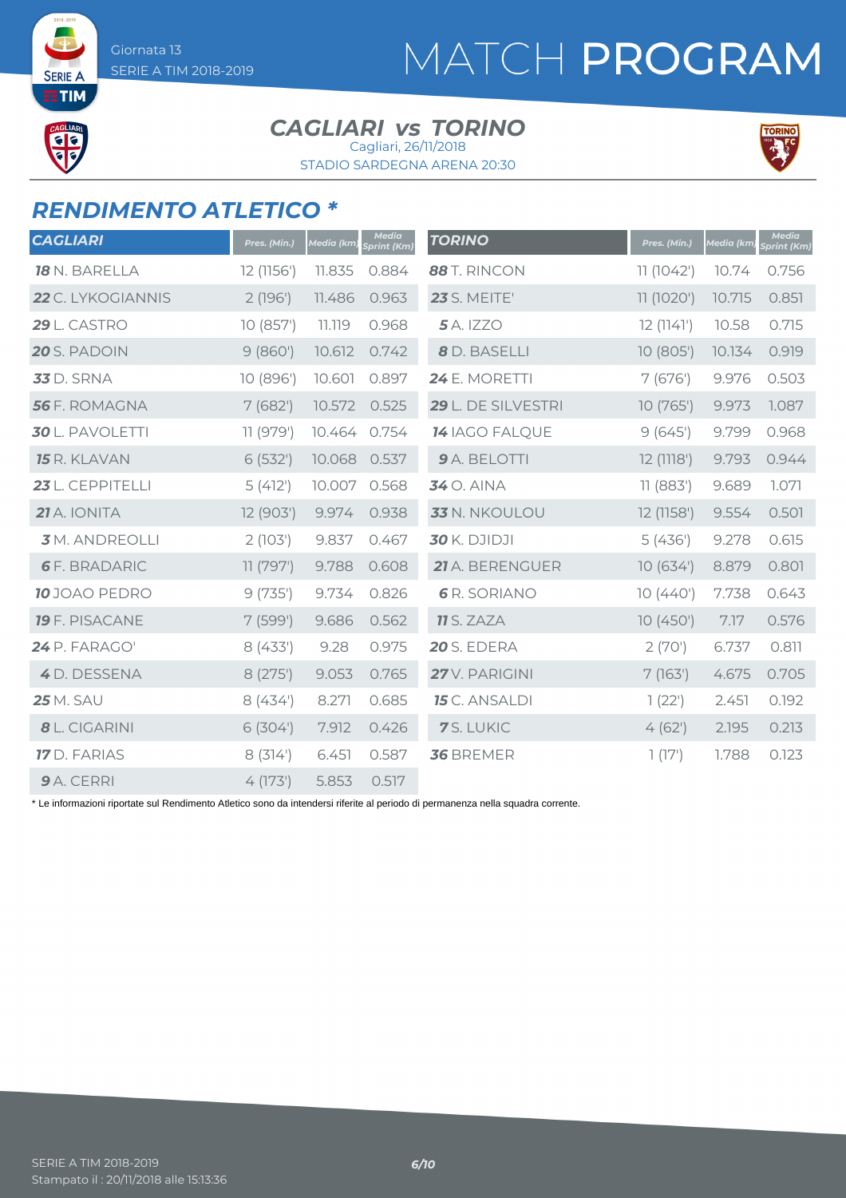# MATCH PROGRAM

Giornata 13
SERIE A TIM 2018-2019

## CAGLIARI vs TORINO

Cagliari, 26/11/2018
STADIO SARDEGNA ARENA 20:30

## RENDIMENTO ATLETICO *

| CAGLIARI | Pres. (Min.) | Media (km) | Media Sprint (Km) |
|---|---|---|---|
| **18** N. BARELLA | 12 (1156') | 11.835 | 0.884 |
| **22** C. LYKOGIANNIS | 2 (196') | 11.486 | 0.963 |
| **29** L. CASTRO | 10 (857') | 11.119 | 0.968 |
| **20** S. PADOIN | 9 (860') | 10.612 | 0.742 |
| **33** D. SRNA | 10 (896') | 10.601 | 0.897 |
| **56** F. ROMAGNA | 7 (682') | 10.572 | 0.525 |
| **30** L. PAVOLETTI | 11 (979') | 10.464 | 0.754 |
| **15** R. KLAVAN | 6 (532') | 10.068 | 0.537 |
| **23** L. CEPPITELLI | 5 (412') | 10.007 | 0.568 |
| **21** A. IONITA | 12 (903') | 9.974 | 0.938 |
| **3** M. ANDREOLLI | 2 (103') | 9.837 | 0.467 |
| **6** F. BRADARIC | 11 (797') | 9.788 | 0.608 |
| **10** JOAO PEDRO | 9 (735') | 9.734 | 0.826 |
| **19** F. PISACANE | 7 (599') | 9.686 | 0.562 |
| **24** P. FARAGO' | 8 (433') | 9.28 | 0.975 |
| **4** D. DESSENA | 8 (275') | 9.053 | 0.765 |
| **25** M. SAU | 8 (434') | 8.271 | 0.685 |
| **8** L. CIGARINI | 6 (304') | 7.912 | 0.426 |
| **17** D. FARIAS | 8 (314') | 6.451 | 0.587 |
| **9** A. CERRI | 4 (173') | 5.853 | 0.517 |

| TORINO | Pres. (Min.) | Media (km) | Media Sprint (Km) |
|---|---|---|---|
| **88** T. RINCON | 11 (1042') | 10.74 | 0.756 |
| **23** S. MEITE' | 11 (1020') | 10.715 | 0.851 |
| **5** A. IZZO | 12 (1141') | 10.58 | 0.715 |
| **8** D. BASELLI | 10 (805') | 10.134 | 0.919 |
| **24** E. MORETTI | 7 (676') | 9.976 | 0.503 |
| **29** L. DE SILVESTRI | 10 (765') | 9.973 | 1.087 |
| **14** IAGO FALQUE | 9 (645') | 9.799 | 0.968 |
| **9** A. BELOTTI | 12 (1118') | 9.793 | 0.944 |
| **34** O. AINA | 11 (883') | 9.689 | 1.071 |
| **33** N. NKOULOU | 12 (1158') | 9.554 | 0.501 |
| **30** K. DJIDJI | 5 (436') | 9.278 | 0.615 |
| **21** A. BERENGUER | 10 (634') | 8.879 | 0.801 |
| **6** R. SORIANO | 10 (440') | 7.738 | 0.643 |
| **11** S. ZAZA | 10 (450') | 7.17 | 0.576 |
| **20** S. EDERA | 2 (70') | 6.737 | 0.811 |
| **27** V. PARIGINI | 7 (163') | 4.675 | 0.705 |
| **15** C. ANSALDI | 1 (22') | 2.451 | 0.192 |
| **7** S. LUKIC | 4 (62') | 2.195 | 0.213 |
| **36** BREMER | 1 (17') | 1.788 | 0.123 |

* Le informazioni riportate sul Rendimento Atletico sono da intendersi riferite al periodo di permanenza nella squadra corrente.

SERIE A TIM 2018-2019
Stampato il : 20/11/2018 alle 15:13:36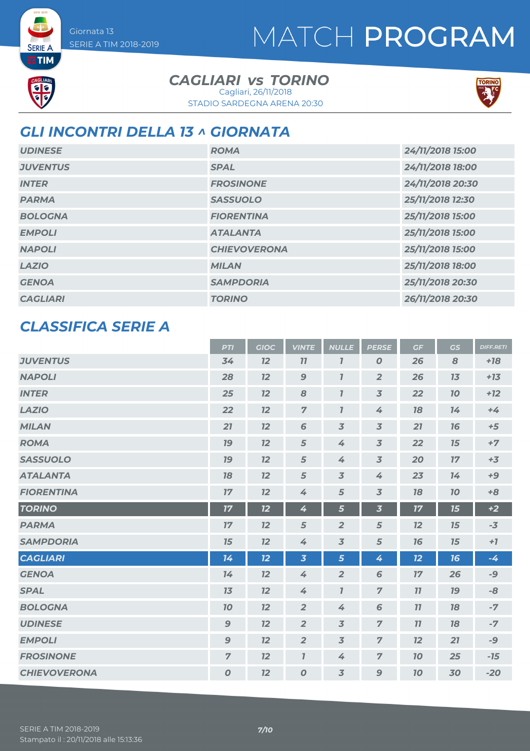Giornata 13
SERIE A TIM 2018-2019

# MATCH PROGRAM

**CAGLIARI vs TORINO**
Cagliari, 26/11/2018
STADIO SARDEGNA ARENA 20:30

## GLI INCONTRI DELLA 13 ^ GIORNATA

| | | |
|---|---|---|
| UDINESE | ROMA | 24/11/2018 15:00 |
| JUVENTUS | SPAL | 24/11/2018 18:00 |
| INTER | FROSINONE | 24/11/2018 20:30 |
| PARMA | SASSUOLO | 25/11/2018 12:30 |
| BOLOGNA | FIORENTINA | 25/11/2018 15:00 |
| EMPOLI | ATALANTA | 25/11/2018 15:00 |
| NAPOLI | CHIEVOVERONA | 25/11/2018 15:00 |
| LAZIO | MILAN | 25/11/2018 18:00 |
| GENOA | SAMPDORIA | 25/11/2018 20:30 |
| CAGLIARI | TORINO | 26/11/2018 20:30 |

## CLASSIFICA SERIE A

| | PTI | GIOC | VINTE | NULLE | PERSE | GF | GS | DIFF.RETI |
|---|---|---|---|---|---|---|---|---|
| JUVENTUS | 34 | 12 | 11 | 1 | 0 | 26 | 8 | +18 |
| NAPOLI | 28 | 12 | 9 | 1 | 2 | 26 | 13 | +13 |
| INTER | 25 | 12 | 8 | 1 | 3 | 22 | 10 | +12 |
| LAZIO | 22 | 12 | 7 | 1 | 4 | 18 | 14 | +4 |
| MILAN | 21 | 12 | 6 | 3 | 3 | 21 | 16 | +5 |
| ROMA | 19 | 12 | 5 | 4 | 3 | 22 | 15 | +7 |
| SASSUOLO | 19 | 12 | 5 | 4 | 3 | 20 | 17 | +3 |
| ATALANTA | 18 | 12 | 5 | 3 | 4 | 23 | 14 | +9 |
| FIORENTINA | 17 | 12 | 4 | 5 | 3 | 18 | 10 | +8 |
| TORINO | 17 | 12 | 4 | 5 | 3 | 17 | 15 | +2 |
| PARMA | 17 | 12 | 5 | 2 | 5 | 12 | 15 | -3 |
| SAMPDORIA | 15 | 12 | 4 | 3 | 5 | 16 | 15 | +1 |
| CAGLIARI | 14 | 12 | 3 | 5 | 4 | 12 | 16 | -4 |
| GENOA | 14 | 12 | 4 | 2 | 6 | 17 | 26 | -9 |
| SPAL | 13 | 12 | 4 | 1 | 7 | 11 | 19 | -8 |
| BOLOGNA | 10 | 12 | 2 | 4 | 6 | 11 | 18 | -7 |
| UDINESE | 9 | 12 | 2 | 3 | 7 | 11 | 18 | -7 |
| EMPOLI | 9 | 12 | 2 | 3 | 7 | 12 | 21 | -9 |
| FROSINONE | 7 | 12 | 1 | 4 | 7 | 10 | 25 | -15 |
| CHIEVOVERONA | 0 | 12 | 0 | 3 | 9 | 10 | 30 | -20 |

SERIE A TIM 2018-2019
Stampato il : 20/11/2018 alle 15:13:36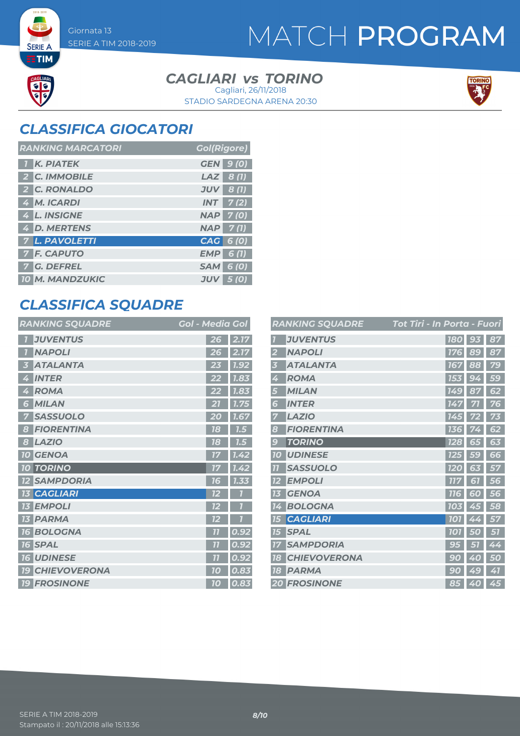# MATCH PROGRAM

Giornata 13
SERIE A TIM 2018-2019

## CAGLIARI vs TORINO

Cagliari, 26/11/2018
STADIO SARDEGNA ARENA 20:30

## CLASSIFICA GIOCATORI

| RANKING MARCATORI | | | Gol(Rigore) |
|---|---|---|---|
| 1 | K. PIATEK | GEN | 9 (0) |
| 2 | C. IMMOBILE | LAZ | 8 (1) |
| 2 | C. RONALDO | JUV | 8 (1) |
| 4 | M. ICARDI | INT | 7 (2) |
| 4 | L. INSIGNE | NAP | 7 (0) |
| 4 | D. MERTENS | NAP | 7 (1) |
| 7 | L. PAVOLETTI | CAG | 6 (0) |
| 7 | F. CAPUTO | EMP | 6 (1) |
| 7 | G. DEFREL | SAM | 6 (0) |
| 10 | M. MANDZUKIC | JUV | 5 (0) |

## CLASSIFICA SQUADRE

| RANKING SQUADRE | | Gol | Media Gol |
|---|---|---|---|
| 1 | JUVENTUS | 26 | 2.17 |
| 1 | NAPOLI | 26 | 2.17 |
| 3 | ATALANTA | 23 | 1.92 |
| 4 | INTER | 22 | 1.83 |
| 4 | ROMA | 22 | 1.83 |
| 6 | MILAN | 21 | 1.75 |
| 7 | SASSUOLO | 20 | 1.67 |
| 8 | FIORENTINA | 18 | 1.5 |
| 8 | LAZIO | 18 | 1.5 |
| 10 | GENOA | 17 | 1.42 |
| 10 | TORINO | 17 | 1.42 |
| 12 | SAMPDORIA | 16 | 1.33 |
| 13 | CAGLIARI | 12 | 1 |
| 13 | EMPOLI | 12 | 1 |
| 13 | PARMA | 12 | 1 |
| 16 | BOLOGNA | 11 | 0.92 |
| 16 | SPAL | 11 | 0.92 |
| 16 | UDINESE | 11 | 0.92 |
| 19 | CHIEVOVERONA | 10 | 0.83 |
| 19 | FROSINONE | 10 | 0.83 |

| RANKING SQUADRE | | Tot Tiri | In Porta | Fuori |
|---|---|---|---|---|
| 1 | JUVENTUS | 180 | 93 | 87 |
| 2 | NAPOLI | 176 | 89 | 87 |
| 3 | ATALANTA | 167 | 88 | 79 |
| 4 | ROMA | 153 | 94 | 59 |
| 5 | MILAN | 149 | 87 | 62 |
| 6 | INTER | 147 | 71 | 76 |
| 7 | LAZIO | 145 | 72 | 73 |
| 8 | FIORENTINA | 136 | 74 | 62 |
| 9 | TORINO | 128 | 65 | 63 |
| 10 | UDINESE | 125 | 59 | 66 |
| 11 | SASSUOLO | 120 | 63 | 57 |
| 12 | EMPOLI | 117 | 61 | 56 |
| 13 | GENOA | 116 | 60 | 56 |
| 14 | BOLOGNA | 103 | 45 | 58 |
| 15 | CAGLIARI | 101 | 44 | 57 |
| 15 | SPAL | 101 | 50 | 51 |
| 17 | SAMPDORIA | 95 | 51 | 44 |
| 18 | CHIEVOVERONA | 90 | 40 | 50 |
| 18 | PARMA | 90 | 49 | 41 |
| 20 | FROSINONE | 85 | 40 | 45 |

SERIE A TIM 2018-2019
Stampato il : 20/11/2018 alle 15:13:36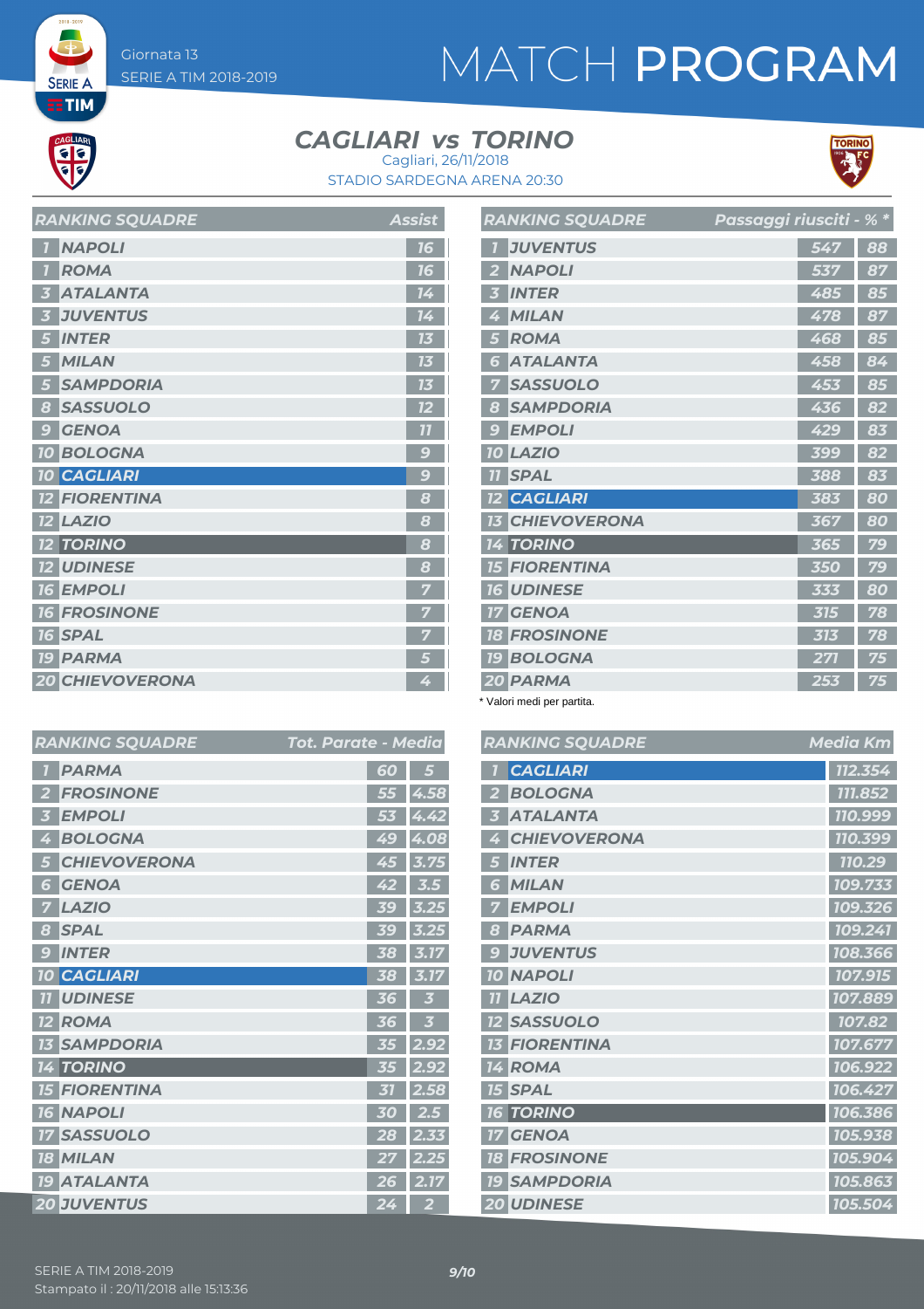Giornata 13
SERIE A TIM 2018-2019

# MATCH PROGRAM

## CAGLIARI vs TORINO

Cagliari, 26/11/2018
STADIO SARDEGNA ARENA 20:30

| RANKING SQUADRE | | Assist |
|---|---|---|
| 1 | NAPOLI | 16 |
| 1 | ROMA | 16 |
| 3 | ATALANTA | 14 |
| 3 | JUVENTUS | 14 |
| 5 | INTER | 13 |
| 5 | MILAN | 13 |
| 5 | SAMPDORIA | 13 |
| 8 | SASSUOLO | 12 |
| 9 | GENOA | 11 |
| 10 | BOLOGNA | 9 |
| 10 | CAGLIARI | 9 |
| 12 | FIORENTINA | 8 |
| 12 | LAZIO | 8 |
| 12 | TORINO | 8 |
| 12 | UDINESE | 8 |
| 16 | EMPOLI | 7 |
| 16 | FROSINONE | 7 |
| 16 | SPAL | 7 |
| 19 | PARMA | 5 |
| 20 | CHIEVOVERONA | 4 |

| RANKING SQUADRE | | Passaggi riusciti | % * |
|---|---|---|---|
| 1 | JUVENTUS | 547 | 88 |
| 2 | NAPOLI | 537 | 87 |
| 3 | INTER | 485 | 85 |
| 4 | MILAN | 478 | 87 |
| 5 | ROMA | 468 | 85 |
| 6 | ATALANTA | 458 | 84 |
| 7 | SASSUOLO | 453 | 85 |
| 8 | SAMPDORIA | 436 | 82 |
| 9 | EMPOLI | 429 | 83 |
| 10 | LAZIO | 399 | 82 |
| 11 | SPAL | 388 | 83 |
| 12 | CAGLIARI | 383 | 80 |
| 13 | CHIEVOVERONA | 367 | 80 |
| 14 | TORINO | 365 | 79 |
| 15 | FIORENTINA | 350 | 79 |
| 16 | UDINESE | 333 | 80 |
| 17 | GENOA | 315 | 78 |
| 18 | FROSINONE | 313 | 78 |
| 19 | BOLOGNA | 271 | 75 |
| 20 | PARMA | 253 | 75 |

\* Valori medi per partita.

| RANKING SQUADRE | | Tot. Parate | Media |
|---|---|---|---|
| 1 | PARMA | 60 | 5 |
| 2 | FROSINONE | 55 | 4.58 |
| 3 | EMPOLI | 53 | 4.42 |
| 4 | BOLOGNA | 49 | 4.08 |
| 5 | CHIEVOVERONA | 45 | 3.75 |
| 6 | GENOA | 42 | 3.5 |
| 7 | LAZIO | 39 | 3.25 |
| 8 | SPAL | 39 | 3.25 |
| 9 | INTER | 38 | 3.17 |
| 10 | CAGLIARI | 38 | 3.17 |
| 11 | UDINESE | 36 | 3 |
| 12 | ROMA | 36 | 3 |
| 13 | SAMPDORIA | 35 | 2.92 |
| 14 | TORINO | 35 | 2.92 |
| 15 | FIORENTINA | 31 | 2.58 |
| 16 | NAPOLI | 30 | 2.5 |
| 17 | SASSUOLO | 28 | 2.33 |
| 18 | MILAN | 27 | 2.25 |
| 19 | ATALANTA | 26 | 2.17 |
| 20 | JUVENTUS | 24 | 2 |

| RANKING SQUADRE | | Media Km |
|---|---|---|
| 1 | CAGLIARI | 112.354 |
| 2 | BOLOGNA | 111.852 |
| 3 | ATALANTA | 110.999 |
| 4 | CHIEVOVERONA | 110.399 |
| 5 | INTER | 110.29 |
| 6 | MILAN | 109.733 |
| 7 | EMPOLI | 109.326 |
| 8 | PARMA | 109.241 |
| 9 | JUVENTUS | 108.366 |
| 10 | NAPOLI | 107.915 |
| 11 | LAZIO | 107.889 |
| 12 | SASSUOLO | 107.82 |
| 13 | FIORENTINA | 107.677 |
| 14 | ROMA | 106.922 |
| 15 | SPAL | 106.427 |
| 16 | TORINO | 106.386 |
| 17 | GENOA | 105.938 |
| 18 | FROSINONE | 105.904 |
| 19 | SAMPDORIA | 105.863 |
| 20 | UDINESE | 105.504 |

SERIE A TIM 2018-2019
Stampato il : 20/11/2018 alle 15:13:36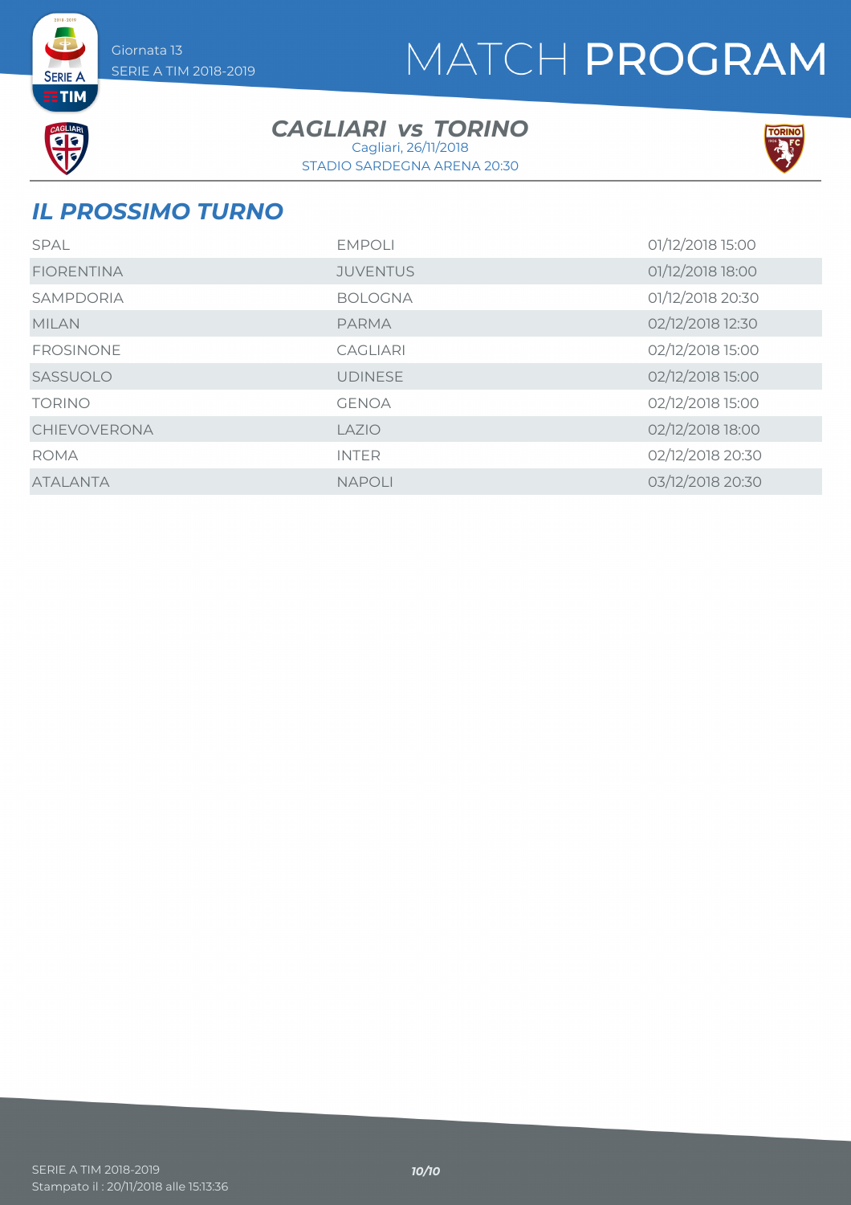# MATCH PROGRAM

Giornata 13
SERIE A TIM 2018-2019

## CAGLIARI vs TORINO

Cagliari, 26/11/2018
STADIO SARDEGNA ARENA 20:30

## IL PROSSIMO TURNO

| | | |
|---|---|---|
| SPAL | EMPOLI | 01/12/2018 15:00 |
| FIORENTINA | JUVENTUS | 01/12/2018 18:00 |
| SAMPDORIA | BOLOGNA | 01/12/2018 20:30 |
| MILAN | PARMA | 02/12/2018 12:30 |
| FROSINONE | CAGLIARI | 02/12/2018 15:00 |
| SASSUOLO | UDINESE | 02/12/2018 15:00 |
| TORINO | GENOA | 02/12/2018 15:00 |
| CHIEVOVERONA | LAZIO | 02/12/2018 18:00 |
| ROMA | INTER | 02/12/2018 20:30 |
| ATALANTA | NAPOLI | 03/12/2018 20:30 |